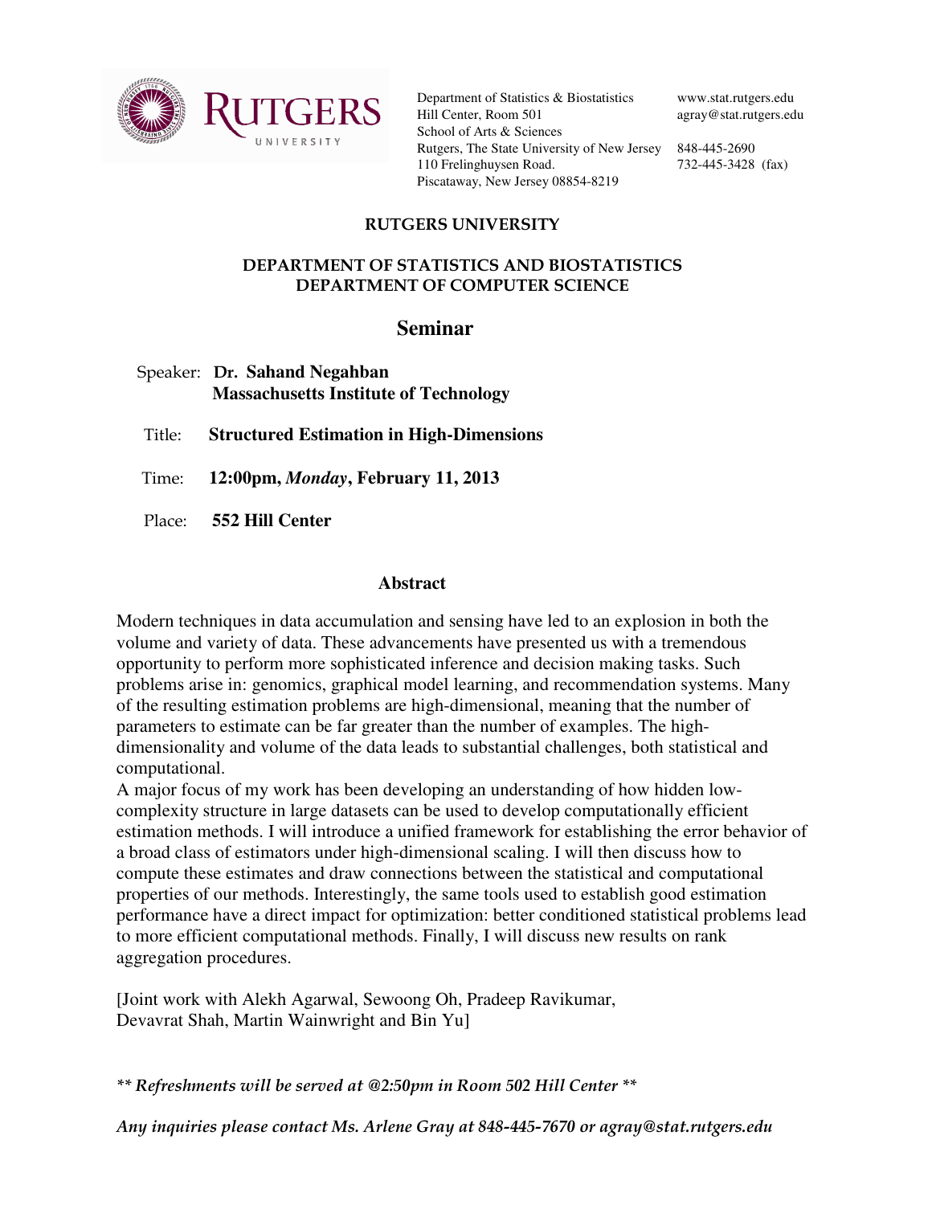Department of Statistics & Biostatistics
Hill Center, Room 501
School of Arts & Sciences
Rutgers, The State University of New Jersey
110 Frelinghuysen Road.
Piscataway, New Jersey 08854-8219

www.stat.rutgers.edu
agray@stat.rutgers.edu

848-445-2690
732-445-3428 (fax)

**RUTGERS UNIVERSITY**

**DEPARTMENT OF STATISTICS AND BIOSTATISTICS**
**DEPARTMENT OF COMPUTER SCIENCE**

# Seminar

Speaker: **Dr. Sahand Negahban**
**Massachusetts Institute of Technology**

Title: **Structured Estimation in High-Dimensions**

Time: **12:00pm, *Monday*, February 11, 2013**

Place: **552 Hill Center**

## Abstract

Modern techniques in data accumulation and sensing have led to an explosion in both the volume and variety of data. These advancements have presented us with a tremendous opportunity to perform more sophisticated inference and decision making tasks. Such problems arise in: genomics, graphical model learning, and recommendation systems. Many of the resulting estimation problems are high-dimensional, meaning that the number of parameters to estimate can be far greater than the number of examples. The high-dimensionality and volume of the data leads to substantial challenges, both statistical and computational.

A major focus of my work has been developing an understanding of how hidden low-complexity structure in large datasets can be used to develop computationally efficient estimation methods. I will introduce a unified framework for establishing the error behavior of a broad class of estimators under high-dimensional scaling. I will then discuss how to compute these estimates and draw connections between the statistical and computational properties of our methods. Interestingly, the same tools used to establish good estimation performance have a direct impact for optimization: better conditioned statistical problems lead to more efficient computational methods. Finally, I will discuss new results on rank aggregation procedures.

[Joint work with Alekh Agarwal, Sewoong Oh, Pradeep Ravikumar, Devavrat Shah, Martin Wainwright and Bin Yu]

***\*\* Refreshments will be served at @2:50pm in Room 502 Hill Center \*\****

***Any inquiries please contact Ms. Arlene Gray at 848-445-7670 or agray@stat.rutgers.edu***